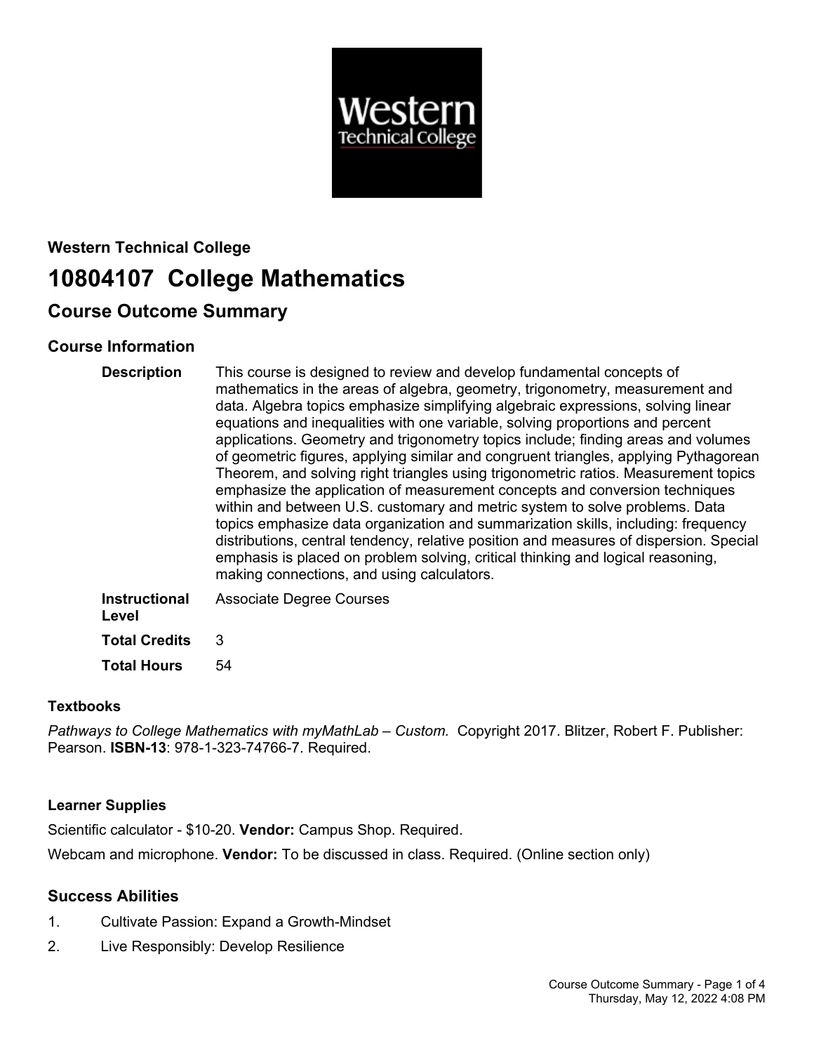**Western Technical College**

# 10804107 College Mathematics

## Course Outcome Summary

### Course Information

**Description** This course is designed to review and develop fundamental concepts of mathematics in the areas of algebra, geometry, trigonometry, measurement and data. Algebra topics emphasize simplifying algebraic expressions, solving linear equations and inequalities with one variable, solving proportions and percent applications. Geometry and trigonometry topics include; finding areas and volumes of geometric figures, applying similar and congruent triangles, applying Pythagorean Theorem, and solving right triangles using trigonometric ratios. Measurement topics emphasize the application of measurement concepts and conversion techniques within and between U.S. customary and metric system to solve problems. Data topics emphasize data organization and summarization skills, including: frequency distributions, central tendency, relative position and measures of dispersion. Special emphasis is placed on problem solving, critical thinking and logical reasoning, making connections, and using calculators.

**Instructional Level** Associate Degree Courses

**Total Credits** 3

**Total Hours** 54

### Textbooks

*Pathways to College Mathematics with myMathLab – Custom.* Copyright 2017. Blitzer, Robert F. Publisher: Pearson. **ISBN-13**: 978-1-323-74766-7. Required.

### Learner Supplies

Scientific calculator - $10-20. **Vendor:** Campus Shop. Required.

Webcam and microphone. **Vendor:** To be discussed in class. Required. (Online section only)

### Success Abilities

1. Cultivate Passion: Expand a Growth-Mindset
2. Live Responsibly: Develop Resilience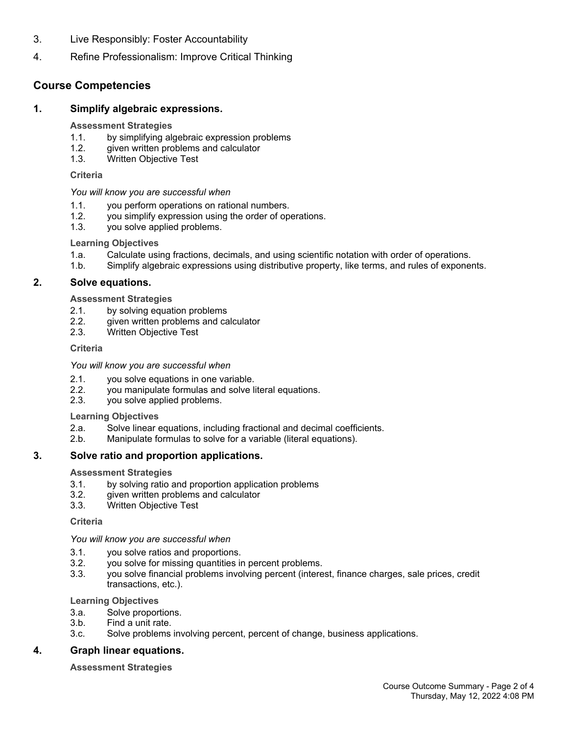3. Live Responsibly: Foster Accountability
4. Refine Professionalism: Improve Critical Thinking

## Course Competencies

### 1. Simplify algebraic expressions.

**Assessment Strategies**

1.1. by simplifying algebraic expression problems
1.2. given written problems and calculator
1.3. Written Objective Test

**Criteria**

*You will know you are successful when*

1.1. you perform operations on rational numbers.
1.2. you simplify expression using the order of operations.
1.3. you solve applied problems.

**Learning Objectives**

1.a. Calculate using fractions, decimals, and using scientific notation with order of operations.
1.b. Simplify algebraic expressions using distributive property, like terms, and rules of exponents.

### 2. Solve equations.

**Assessment Strategies**

2.1. by solving equation problems
2.2. given written problems and calculator
2.3. Written Objective Test

**Criteria**

*You will know you are successful when*

2.1. you solve equations in one variable.
2.2. you manipulate formulas and solve literal equations.
2.3. you solve applied problems.

**Learning Objectives**

2.a. Solve linear equations, including fractional and decimal coefficients.
2.b. Manipulate formulas to solve for a variable (literal equations).

### 3. Solve ratio and proportion applications.

**Assessment Strategies**

3.1. by solving ratio and proportion application problems
3.2. given written problems and calculator
3.3. Written Objective Test

**Criteria**

*You will know you are successful when*

3.1. you solve ratios and proportions.
3.2. you solve for missing quantities in percent problems.
3.3. you solve financial problems involving percent (interest, finance charges, sale prices, credit transactions, etc.).

**Learning Objectives**

3.a. Solve proportions.
3.b. Find a unit rate.
3.c. Solve problems involving percent, percent of change, business applications.

### 4. Graph linear equations.

**Assessment Strategies**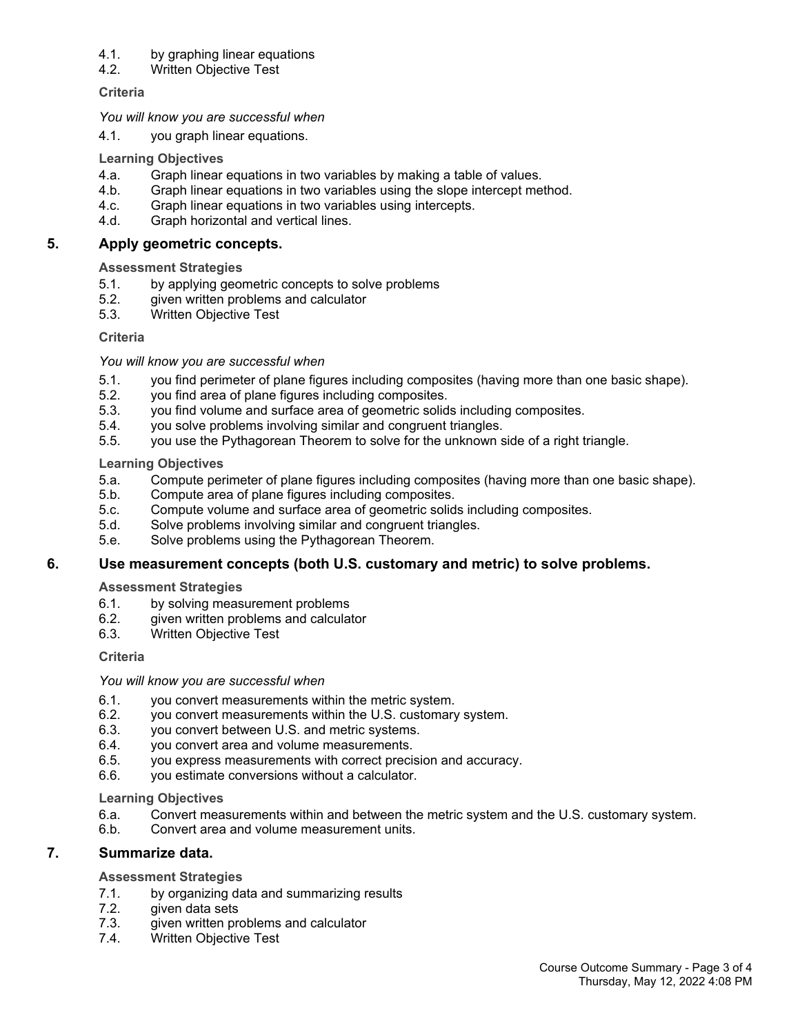4.1. by graphing linear equations
4.2. Written Objective Test

**Criteria**

*You will know you are successful when*

4.1. you graph linear equations.

**Learning Objectives**

4.a. Graph linear equations in two variables by making a table of values.
4.b. Graph linear equations in two variables using the slope intercept method.
4.c. Graph linear equations in two variables using intercepts.
4.d. Graph horizontal and vertical lines.

## 5. Apply geometric concepts.

**Assessment Strategies**

5.1. by applying geometric concepts to solve problems
5.2. given written problems and calculator
5.3. Written Objective Test

**Criteria**

*You will know you are successful when*

5.1. you find perimeter of plane figures including composites (having more than one basic shape).
5.2. you find area of plane figures including composites.
5.3. you find volume and surface area of geometric solids including composites.
5.4. you solve problems involving similar and congruent triangles.
5.5. you use the Pythagorean Theorem to solve for the unknown side of a right triangle.

**Learning Objectives**

5.a. Compute perimeter of plane figures including composites (having more than one basic shape).
5.b. Compute area of plane figures including composites.
5.c. Compute volume and surface area of geometric solids including composites.
5.d. Solve problems involving similar and congruent triangles.
5.e. Solve problems using the Pythagorean Theorem.

## 6. Use measurement concepts (both U.S. customary and metric) to solve problems.

**Assessment Strategies**

6.1. by solving measurement problems
6.2. given written problems and calculator
6.3. Written Objective Test

**Criteria**

*You will know you are successful when*

6.1. you convert measurements within the metric system.
6.2. you convert measurements within the U.S. customary system.
6.3. you convert between U.S. and metric systems.
6.4. you convert area and volume measurements.
6.5. you express measurements with correct precision and accuracy.
6.6. you estimate conversions without a calculator.

**Learning Objectives**

6.a. Convert measurements within and between the metric system and the U.S. customary system.
6.b. Convert area and volume measurement units.

## 7. Summarize data.

**Assessment Strategies**

7.1. by organizing data and summarizing results
7.2. given data sets
7.3. given written problems and calculator
7.4. Written Objective Test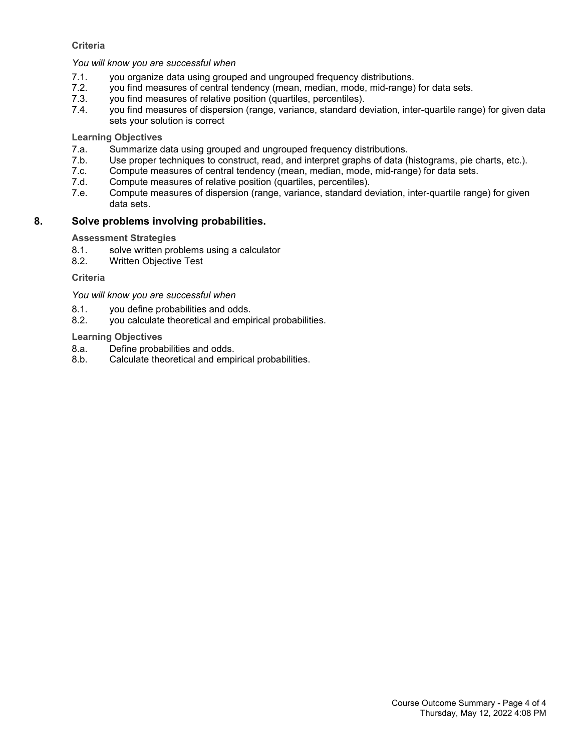**Criteria**

*You will know you are successful when*

7.1. you organize data using grouped and ungrouped frequency distributions.
7.2. you find measures of central tendency (mean, median, mode, mid-range) for data sets.
7.3. you find measures of relative position (quartiles, percentiles).
7.4. you find measures of dispersion (range, variance, standard deviation, inter-quartile range) for given data sets your solution is correct

**Learning Objectives**

7.a. Summarize data using grouped and ungrouped frequency distributions.
7.b. Use proper techniques to construct, read, and interpret graphs of data (histograms, pie charts, etc.).
7.c. Compute measures of central tendency (mean, median, mode, mid-range) for data sets.
7.d. Compute measures of relative position (quartiles, percentiles).
7.e. Compute measures of dispersion (range, variance, standard deviation, inter-quartile range) for given data sets.

## 8. Solve problems involving probabilities.

**Assessment Strategies**

8.1. solve written problems using a calculator
8.2. Written Objective Test

**Criteria**

*You will know you are successful when*

8.1. you define probabilities and odds.
8.2. you calculate theoretical and empirical probabilities.

**Learning Objectives**

8.a. Define probabilities and odds.
8.b. Calculate theoretical and empirical probabilities.